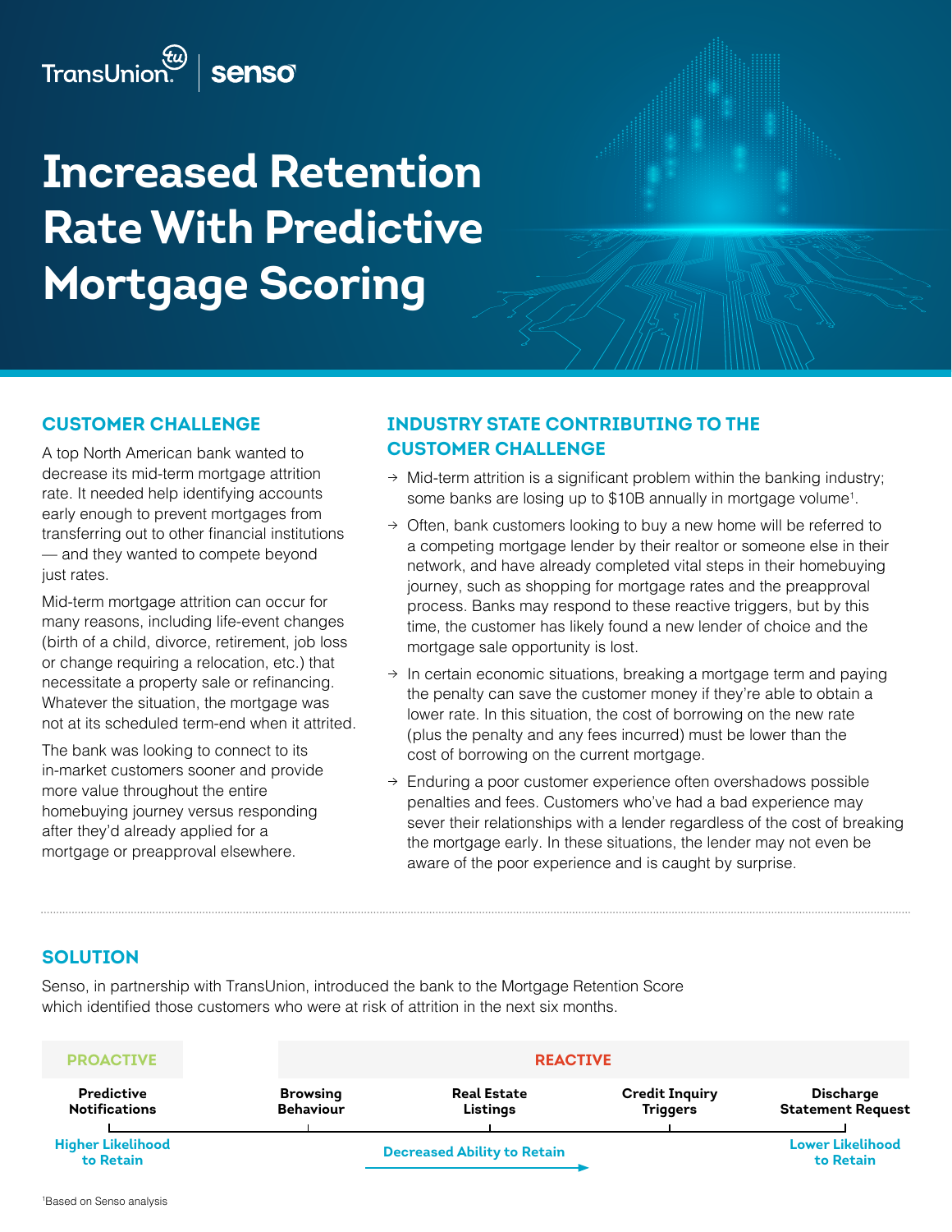TransUnion | senso

# Increased Retention Rate With Predictive Mortgage Scoring

## CUSTOMER CHALLENGE

A top North American bank wanted to decrease its mid-term mortgage attrition rate. It needed help identifying accounts early enough to prevent mortgages from transferring out to other financial institutions — and they wanted to compete beyond just rates.

Mid-term mortgage attrition can occur for many reasons, including life-event changes (birth of a child, divorce, retirement, job loss or change requiring a relocation, etc.) that necessitate a property sale or refinancing. Whatever the situation, the mortgage was not at its scheduled term-end when it attrited.

The bank was looking to connect to its in-market customers sooner and provide more value throughout the entire homebuying journey versus responding after they'd already applied for a mortgage or preapproval elsewhere.

## INDUSTRY STATE CONTRIBUTING TO THE CUSTOMER CHALLENGE

- Mid-term attrition is a significant problem within the banking industry; some banks are losing up to $10B annually in mortgage volume[1].
- Often, bank customers looking to buy a new home will be referred to a competing mortgage lender by their realtor or someone else in their network, and have already completed vital steps in their homebuying journey, such as shopping for mortgage rates and the preapproval process. Banks may respond to these reactive triggers, but by this time, the customer has likely found a new lender of choice and the mortgage sale opportunity is lost.
- In certain economic situations, breaking a mortgage term and paying the penalty can save the customer money if they're able to obtain a lower rate. In this situation, the cost of borrowing on the new rate (plus the penalty and any fees incurred) must be lower than the cost of borrowing on the current mortgage.
- Enduring a poor customer experience often overshadows possible penalties and fees. Customers who've had a bad experience may sever their relationships with a lender regardless of the cost of breaking the mortgage early. In these situations, the lender may not even be aware of the poor experience and is caught by surprise.

## SOLUTION

Senso, in partnership with TransUnion, introduced the bank to the Mortgage Retention Score which identified those customers who were at risk of attrition in the next six months.

| PROACTIVE | REACTIVE | | | |
|---|---|---|---|---|
| Predictive Notifications | Browsing Behaviour | Real Estate Listings | Credit Inquiry Triggers | Discharge Statement Request |
| Higher Likelihood to Retain | Decreased Ability to Retain → | | | Lower Likelihood to Retain |

[1]Based on Senso analysis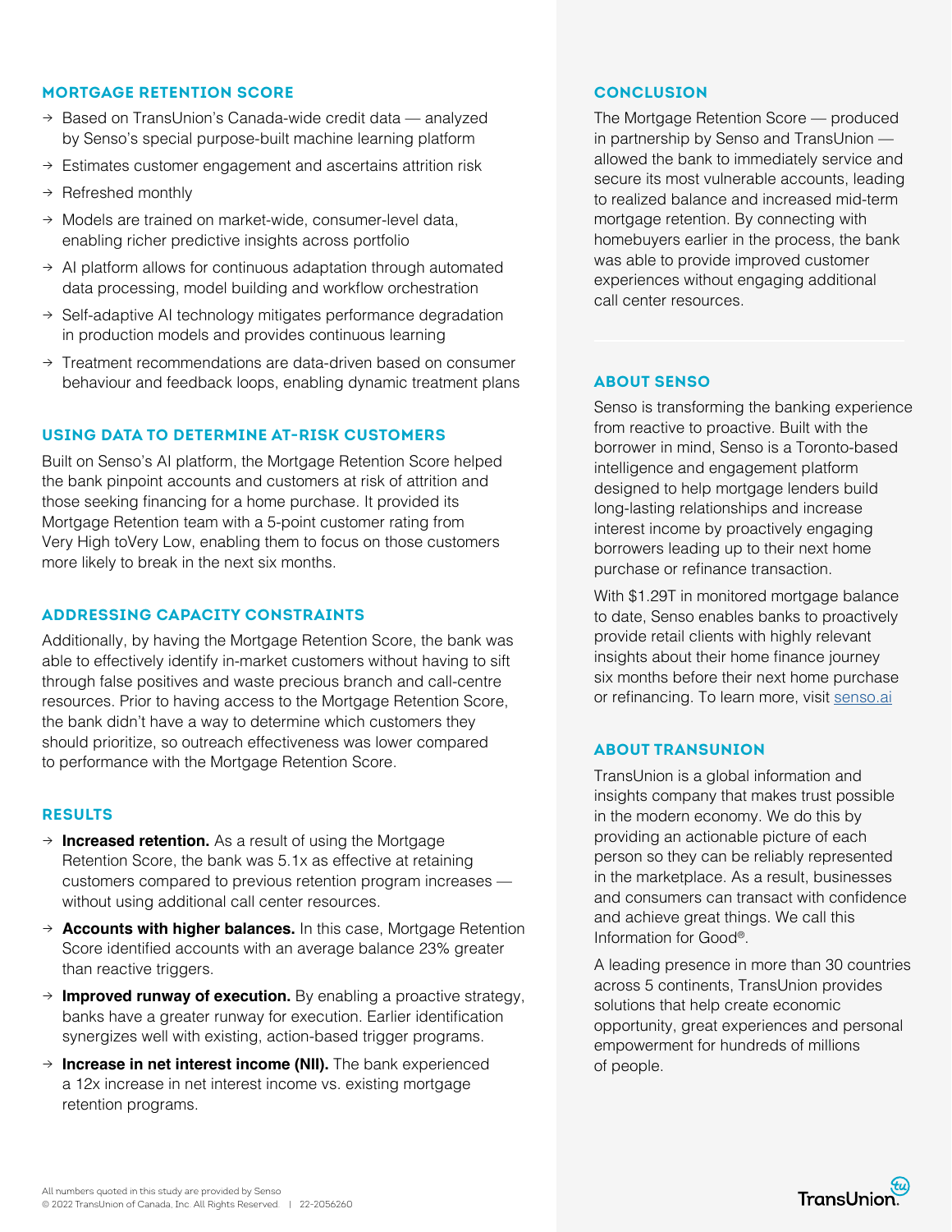## MORTGAGE RETENTION SCORE

- Based on TransUnion's Canada-wide credit data — analyzed by Senso's special purpose-built machine learning platform
- Estimates customer engagement and ascertains attrition risk
- Refreshed monthly
- Models are trained on market-wide, consumer-level data, enabling richer predictive insights across portfolio
- AI platform allows for continuous adaptation through automated data processing, model building and workflow orchestration
- Self-adaptive AI technology mitigates performance degradation in production models and provides continuous learning
- Treatment recommendations are data-driven based on consumer behaviour and feedback loops, enabling dynamic treatment plans

## USING DATA TO DETERMINE AT-RISK CUSTOMERS

Built on Senso's AI platform, the Mortgage Retention Score helped the bank pinpoint accounts and customers at risk of attrition and those seeking financing for a home purchase. It provided its Mortgage Retention team with a 5-point customer rating from Very High toVery Low, enabling them to focus on those customers more likely to break in the next six months.

## ADDRESSING CAPACITY CONSTRAINTS

Additionally, by having the Mortgage Retention Score, the bank was able to effectively identify in-market customers without having to sift through false positives and waste precious branch and call-centre resources. Prior to having access to the Mortgage Retention Score, the bank didn't have a way to determine which customers they should prioritize, so outreach effectiveness was lower compared to performance with the Mortgage Retention Score.

## RESULTS

- **Increased retention.** As a result of using the Mortgage Retention Score, the bank was 5.1x as effective at retaining customers compared to previous retention program increases — without using additional call center resources.
- **Accounts with higher balances.** In this case, Mortgage Retention Score identified accounts with an average balance 23% greater than reactive triggers.
- **Improved runway of execution.** By enabling a proactive strategy, banks have a greater runway for execution. Earlier identification synergizes well with existing, action-based trigger programs.
- **Increase in net interest income (NII).** The bank experienced a 12x increase in net interest income vs. existing mortgage retention programs.

## CONCLUSION

The Mortgage Retention Score — produced in partnership by Senso and TransUnion — allowed the bank to immediately service and secure its most vulnerable accounts, leading to realized balance and increased mid-term mortgage retention. By connecting with homebuyers earlier in the process, the bank was able to provide improved customer experiences without engaging additional call center resources.

## ABOUT SENSO

Senso is transforming the banking experience from reactive to proactive. Built with the borrower in mind, Senso is a Toronto-based intelligence and engagement platform designed to help mortgage lenders build long-lasting relationships and increase interest income by proactively engaging borrowers leading up to their next home purchase or refinance transaction.

With $1.29T in monitored mortgage balance to date, Senso enables banks to proactively provide retail clients with highly relevant insights about their home finance journey six months before their next home purchase or refinancing. To learn more, visit senso.ai

## ABOUT TRANSUNION

TransUnion is a global information and insights company that makes trust possible in the modern economy. We do this by providing an actionable picture of each person so they can be reliably represented in the marketplace. As a result, businesses and consumers can transact with confidence and achieve great things. We call this Information for Good®.

A leading presence in more than 30 countries across 5 continents, TransUnion provides solutions that help create economic opportunity, great experiences and personal empowerment for hundreds of millions of people.

All numbers quoted in this study are provided by Senso

© 2022 TransUnion of Canada, Inc. All Rights Reserved. | 22-2056260